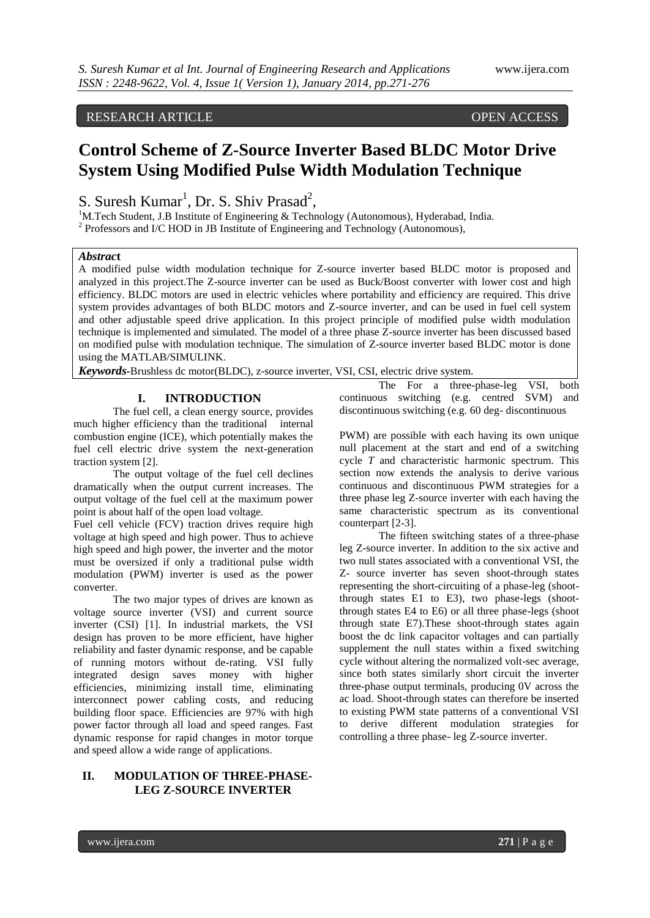RESEARCH ARTICLE OPEN ACCESS

# Control Scheme of Z-Source Inverter Based BLDC Motor Drive System Using Modified Pulse Width Modulation Technique

S. Suresh Kumar[1], Dr. S. Shiv Prasad[2],

[1]M.Tech Student, J.B Institute of Engineering & Technology (Autonomous), Hyderabad, India.
[2] Professors and I/C HOD in JB Institute of Engineering and Technology (Autonomous),

***Abstract***

A modified pulse width modulation technique for Z-source inverter based BLDC motor is proposed and analyzed in this project.The Z-source inverter can be used as Buck/Boost converter with lower cost and high efficiency. BLDC motors are used in electric vehicles where portability and efficiency are required. This drive system provides advantages of both BLDC motors and Z-source inverter, and can be used in fuel cell system and other adjustable speed drive application. In this project principle of modified pulse width modulation technique is implemented and simulated. The model of a three phase Z-source inverter has been discussed based on modified pulse with modulation technique. The simulation of Z-source inverter based BLDC motor is done using the MATLAB/SIMULINK.

***Keywords*****-**Brushless dc motor(BLDC), z-source inverter, VSI, CSI, electric drive system.

## I. INTRODUCTION

The fuel cell, a clean energy source, provides much higher efficiency than the traditional internal combustion engine (ICE), which potentially makes the fuel cell electric drive system the next-generation traction system [2].

The output voltage of the fuel cell declines dramatically when the output current increases. The output voltage of the fuel cell at the maximum power point is about half of the open load voltage.

Fuel cell vehicle (FCV) traction drives require high voltage at high speed and high power. Thus to achieve high speed and high power, the inverter and the motor must be oversized if only a traditional pulse width modulation (PWM) inverter is used as the power converter.

The two major types of drives are known as voltage source inverter (VSI) and current source inverter (CSI) [1]. In industrial markets, the VSI design has proven to be more efficient, have higher reliability and faster dynamic response, and be capable of running motors without de-rating. VSI fully integrated design saves money with higher efficiencies, minimizing install time, eliminating interconnect power cabling costs, and reducing building floor space. Efficiencies are 97% with high power factor through all load and speed ranges. Fast dynamic response for rapid changes in motor torque and speed allow a wide range of applications.

## II. MODULATION OF THREE-PHASE-LEG Z-SOURCE INVERTER

The For a three-phase-leg VSI, both continuous switching (e.g. centred SVM) and discontinuous switching (e.g. 60 deg- discontinuous PWM) are possible with each having its own unique null placement at the start and end of a switching cycle *T* and characteristic harmonic spectrum. This section now extends the analysis to derive various continuous and discontinuous PWM strategies for a three phase leg Z-source inverter with each having the same characteristic spectrum as its conventional counterpart [2-3].

The fifteen switching states of a three-phase leg Z-source inverter. In addition to the six active and two null states associated with a conventional VSI, the Z- source inverter has seven shoot-through states representing the short-circuiting of a phase-leg (shoot-through states E1 to E3), two phase-legs (shoot-through states E4 to E6) or all three phase-legs (shoot through state E7).These shoot-through states again boost the dc link capacitor voltages and can partially supplement the null states within a fixed switching cycle without altering the normalized volt-sec average, since both states similarly short circuit the inverter three-phase output terminals, producing 0V across the ac load. Shoot-through states can therefore be inserted to existing PWM state patterns of a conventional VSI to derive different modulation strategies for controlling a three phase- leg Z-source inverter.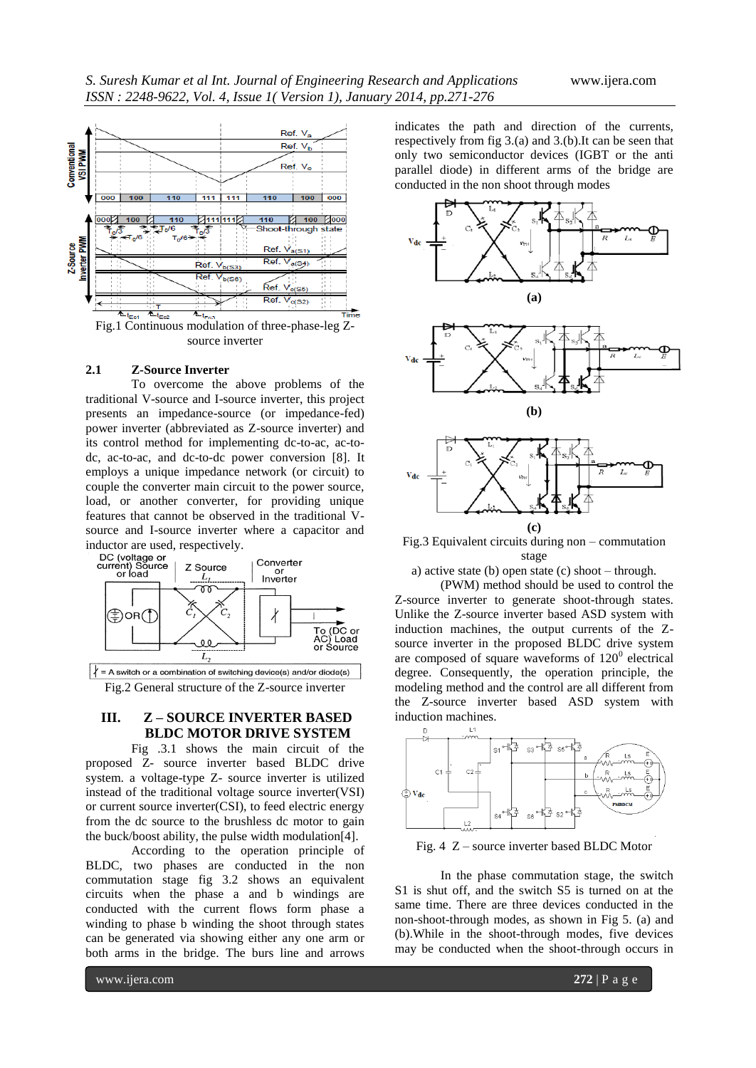Fig.1 Continuous modulation of three-phase-leg Z-source inverter

### 2.1 Z-Source Inverter

To overcome the above problems of the traditional V-source and I-source inverter, this project presents an impedance-source (or impedance-fed) power inverter (abbreviated as Z-source inverter) and its control method for implementing dc-to-ac, ac-to-dc, ac-to-ac, and dc-to-dc power conversion [8]. It employs a unique impedance network (or circuit) to couple the converter main circuit to the power source, load, or another converter, for providing unique features that cannot be observed in the traditional V-source and I-source inverter where a capacitor and inductor are used, respectively.

Fig.2 General structure of the Z-source inverter

## III. Z – SOURCE INVERTER BASED BLDC MOTOR DRIVE SYSTEM

Fig .3.1 shows the main circuit of the proposed Z- source inverter based BLDC drive system. a voltage-type Z- source inverter is utilized instead of the traditional voltage source inverter(VSI) or current source inverter(CSI), to feed electric energy from the dc source to the brushless dc motor to gain the buck/boost ability, the pulse width modulation[4].

According to the operation principle of BLDC, two phases are conducted in the non commutation stage fig 3.2 shows an equivalent circuits when the phase a and b windings are conducted with the current flows form phase a winding to phase b winding the shoot through states can be generated via showing either any one arm or both arms in the bridge. The burs line and arrows indicates the path and direction of the currents, respectively from fig 3.(a) and 3.(b).It can be seen that only two semiconductor devices (IGBT or the anti parallel diode) in different arms of the bridge are conducted in the non shoot through modes

(a)

(b)

(c)

Fig.3 Equivalent circuits during non – commutation stage

a) active state (b) open state (c) shoot – through.

(PWM) method should be used to control the Z-source inverter to generate shoot-through states. Unlike the Z-source inverter based ASD system with induction machines, the output currents of the Z-source inverter in the proposed BLDC drive system are composed of square waveforms of $120^0$ electrical degree. Consequently, the operation principle, the modeling method and the control are all different from the Z-source inverter based ASD system with induction machines.

Fig. 4 Z – source inverter based BLDC Motor

In the phase commutation stage, the switch S1 is shut off, and the switch S5 is turned on at the same time. There are three devices conducted in the non-shoot-through modes, as shown in Fig 5. (a) and (b).While in the shoot-through modes, five devices may be conducted when the shoot-through occurs in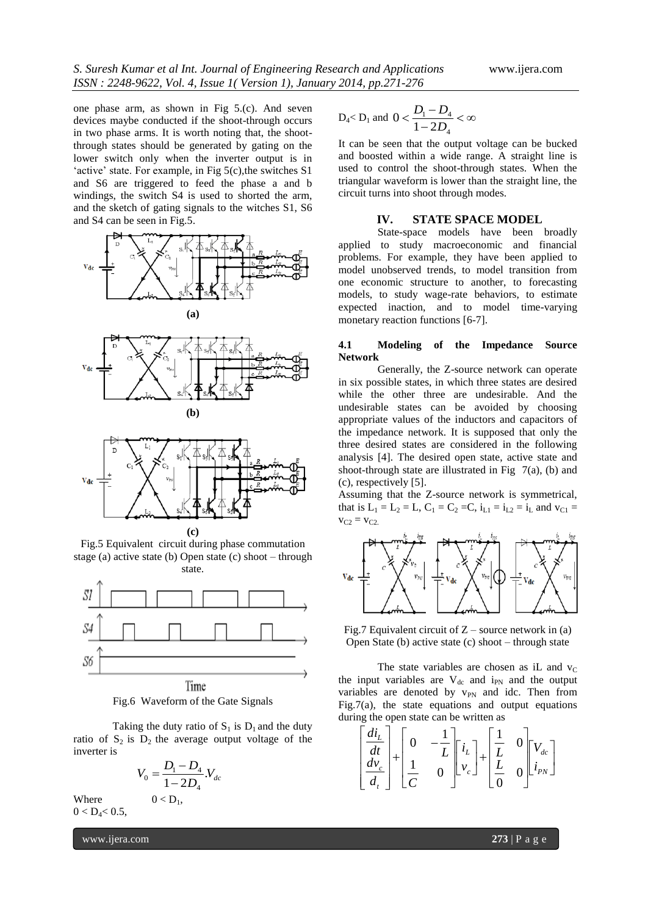one phase arm, as shown in Fig 5.(c). And seven devices maybe conducted if the shoot-through occurs in two phase arms. It is worth noting that, the shoot-through states should be generated by gating on the lower switch only when the inverter output is in 'active' state. For example, in Fig 5(c),the switches S1 and S6 are triggered to feed the phase a and b windings, the switch S4 is used to shorted the arm, and the sketch of gating signals to the witches S1, S6 and S4 can be seen in Fig.5.

Fig.5 Equivalent circuit during phase commutation stage (a) active state (b) Open state (c) shoot – through state.

Fig.6 Waveform of the Gate Signals

Taking the duty ratio of $S_1$ is $D_1$ and the duty ratio of $S_2$ is $D_2$ the average output voltage of the inverter is

$$V_0 = \frac{D_1 - D_4}{1 - 2D_4}.V_{dc}$$

Where $0 < D_1$,
$0 < D_4 < 0.5$,
$D_4 < D_1$ and $0 < \frac{D_1 - D_4}{1 - 2D_4} < \infty$

It can be seen that the output voltage can be bucked and boosted within a wide range. A straight line is used to control the shoot-through states. When the triangular waveform is lower than the straight line, the circuit turns into shoot through modes.

## IV. STATE SPACE MODEL

State-space models have been broadly applied to study macroeconomic and financial problems. For example, they have been applied to model unobserved trends, to model transition from one economic structure to another, to forecasting models, to study wage-rate behaviors, to estimate expected inaction, and to model time-varying monetary reaction functions [6-7].

### 4.1 Modeling of the Impedance Source Network

Generally, the Z-source network can operate in six possible states, in which three states are desired while the other three are undesirable. And the undesirable states can be avoided by choosing appropriate values of the inductors and capacitors of the impedance network. It is supposed that only the three desired states are considered in the following analysis [4]. The desired open state, active state and shoot-through state are illustrated in Fig 7(a), (b) and (c), respectively [5].

Assuming that the Z-source network is symmetrical, that is $L_1 = L_2 = L$, $C_1 = C_2 = C$, $i_{L1} = i_{L2} = i_L$ and $v_{C1} = v_{C2} = v_{C2.}$

Fig.7 Equivalent circuit of Z – source network in (a) Open State (b) active state (c) shoot – through state

The state variables are chosen as iL and $v_C$ the input variables are $V_{dc}$ and $i_{PN}$ and the output variables are denoted by $v_{PN}$ and idc. Then from Fig.7(a), the state equations and output equations during the open state can be written as

$$\begin{bmatrix} \frac{di_L}{dt} \\ \frac{dv_c}{d_t} \end{bmatrix} + \begin{bmatrix} 0 & -\frac{1}{L} \\ \frac{1}{C} & 0 \end{bmatrix} \begin{bmatrix} i_L \\ v_c \end{bmatrix} + \begin{bmatrix} \frac{1}{L} & 0 \\ \frac{L}{0} & 0 \end{bmatrix} \begin{bmatrix} V_{dc} \\ i_{PN} \end{bmatrix}$$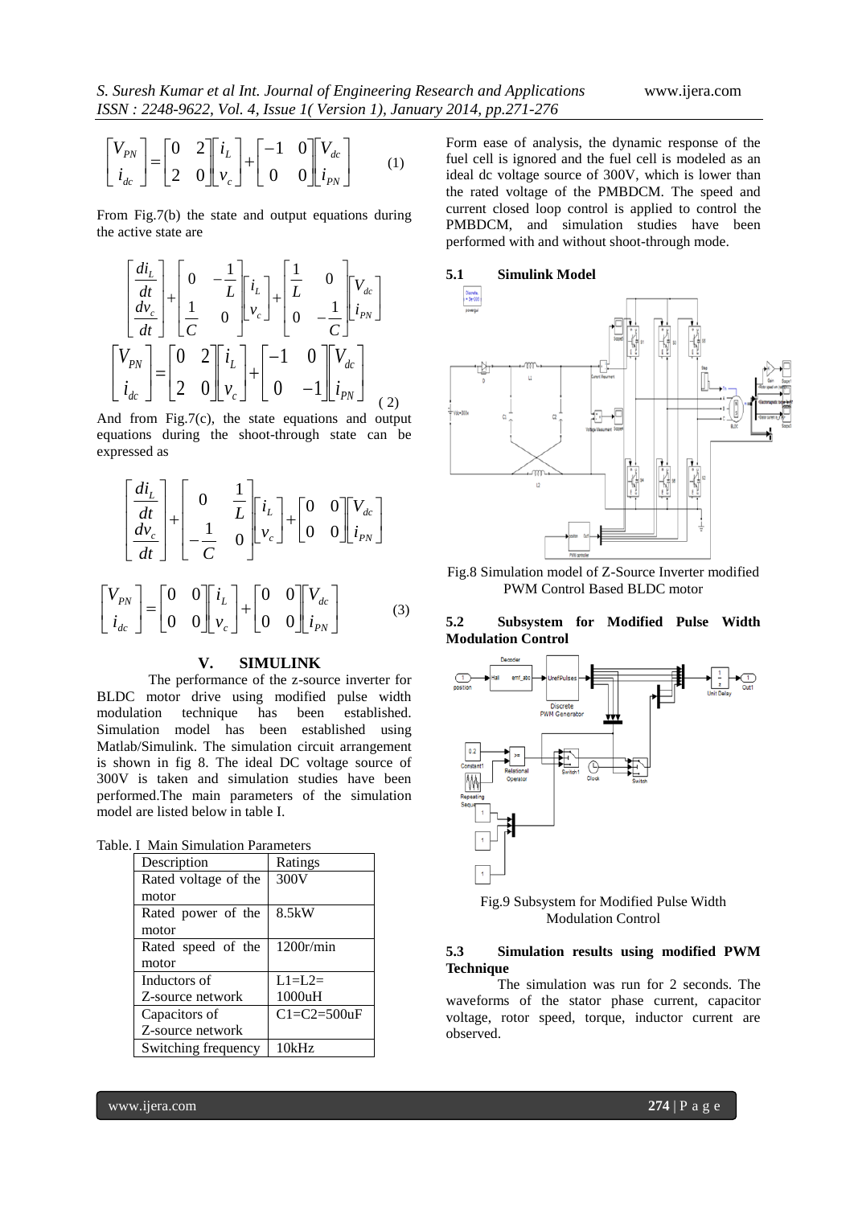$$\begin{bmatrix} V_{PN} \\ i_{dc} \end{bmatrix} = \begin{bmatrix} 0 & 2 \\ 2 & 0 \end{bmatrix} \begin{bmatrix} i_L \\ v_c \end{bmatrix} + \begin{bmatrix} -1 & 0 \\ 0 & 0 \end{bmatrix} \begin{bmatrix} V_{dc} \\ i_{PN} \end{bmatrix} \tag{1}$$

From Fig.7(b) the state and output equations during the active state are

$$\begin{bmatrix} \frac{di_L}{dt} \\ \frac{dv_c}{dt} \end{bmatrix} + \begin{bmatrix} 0 & -\frac{1}{L} \\ \frac{1}{C} & 0 \end{bmatrix} \begin{bmatrix} i_L \\ v_c \end{bmatrix} + \begin{bmatrix} \frac{1}{L} & 0 \\ 0 & -\frac{1}{C} \end{bmatrix} \begin{bmatrix} V_{dc} \\ i_{PN} \end{bmatrix}$$

$$\begin{bmatrix} V_{PN} \\ i_{dc} \end{bmatrix} = \begin{bmatrix} 0 & 2 \\ 2 & 0 \end{bmatrix} \begin{bmatrix} i_L \\ v_c \end{bmatrix} + \begin{bmatrix} -1 & 0 \\ 0 & -1 \end{bmatrix} \begin{bmatrix} V_{dc} \\ i_{PN} \end{bmatrix} \tag{2}$$

And from Fig.7(c), the state equations and output equations during the shoot-through state can be expressed as

$$\begin{bmatrix} \frac{di_L}{dt} \\ \frac{dv_c}{dt} \end{bmatrix} + \begin{bmatrix} 0 & \frac{1}{L} \\ -\frac{1}{C} & 0 \end{bmatrix} \begin{bmatrix} i_L \\ v_c \end{bmatrix} + \begin{bmatrix} 0 & 0 \\ 0 & 0 \end{bmatrix} \begin{bmatrix} V_{dc} \\ i_{PN} \end{bmatrix}$$

$$\begin{bmatrix} V_{PN} \\ i_{dc} \end{bmatrix} = \begin{bmatrix} 0 & 0 \\ 0 & 0 \end{bmatrix} \begin{bmatrix} i_L \\ v_c \end{bmatrix} + \begin{bmatrix} 0 & 0 \\ 0 & 0 \end{bmatrix} \begin{bmatrix} V_{dc} \\ i_{PN} \end{bmatrix} \tag{3}$$

## V. SIMULINK

The performance of the z-source inverter for BLDC motor drive using modified pulse width modulation technique has been established. Simulation model has been established using Matlab/Simulink. The simulation circuit arrangement is shown in fig 8. The ideal DC voltage source of 300V is taken and simulation studies have been performed.The main parameters of the simulation model are listed below in table I.

Table. I Main Simulation Parameters

| Description | Ratings |
|---|---|
| Rated voltage of the motor | 300V |
| Rated power of the motor | 8.5kW |
| Rated speed of the motor | 1200r/min |
| Inductors of Z-source network | L1=L2= 1000uH |
| Capacitors of Z-source network | C1=C2=500uF |
| Switching frequency | 10kHz |

Form ease of analysis, the dynamic response of the fuel cell is ignored and the fuel cell is modeled as an ideal dc voltage source of 300V, which is lower than the rated voltage of the PMBDCM. The speed and current closed loop control is applied to control the PMBDCM, and simulation studies have been performed with and without shoot-through mode.

### 5.1 Simulink Model

Fig.8 Simulation model of Z-Source Inverter modified PWM Control Based BLDC motor

### 5.2 Subsystem for Modified Pulse Width Modulation Control

Fig.9 Subsystem for Modified Pulse Width Modulation Control

### 5.3 Simulation results using modified PWM Technique

The simulation was run for 2 seconds. The waveforms of the stator phase current, capacitor voltage, rotor speed, torque, inductor current are observed.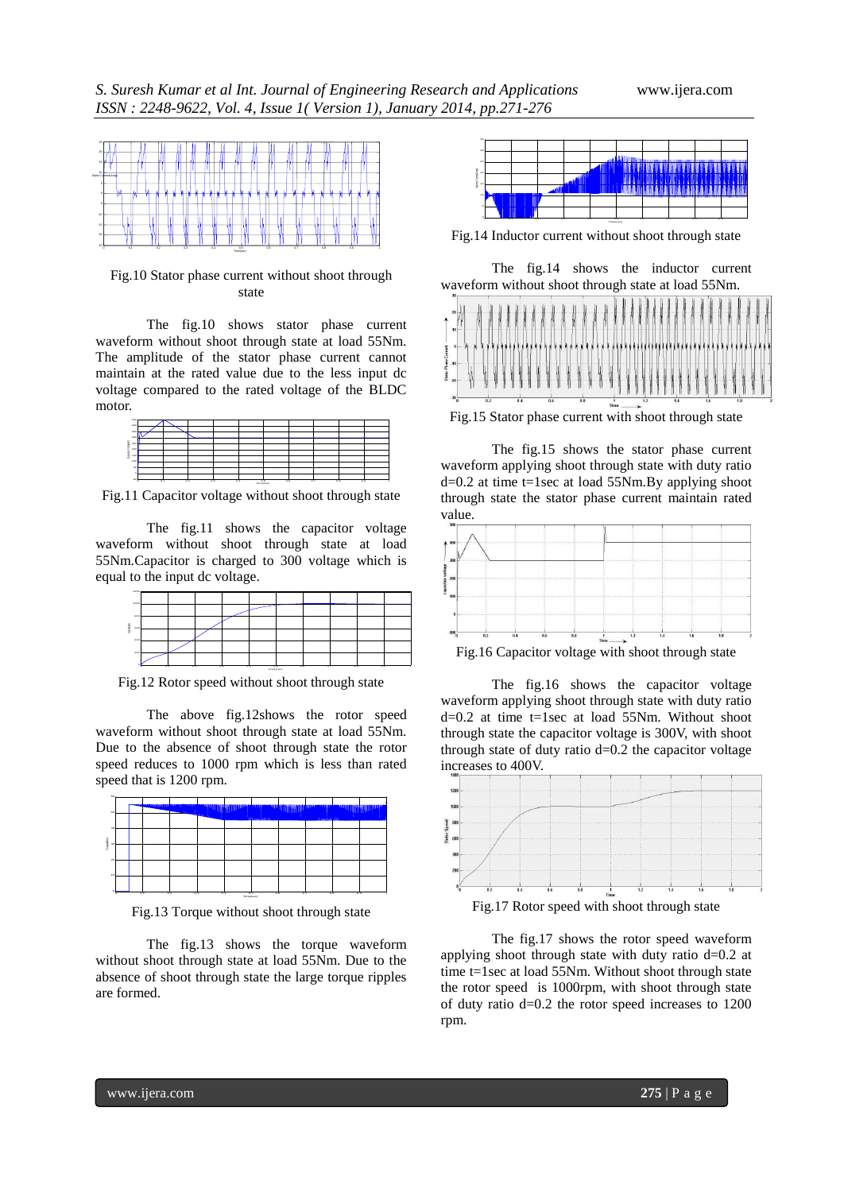Fig.10 Stator phase current without shoot through state

The fig.10 shows stator phase current waveform without shoot through state at load 55Nm. The amplitude of the stator phase current cannot maintain at the rated value due to the less input dc voltage compared to the rated voltage of the BLDC motor.

Fig.11 Capacitor voltage without shoot through state

The fig.11 shows the capacitor voltage waveform without shoot through state at load 55Nm.Capacitor is charged to 300 voltage which is equal to the input dc voltage.

Fig.12 Rotor speed without shoot through state

The above fig.12shows the rotor speed waveform without shoot through state at load 55Nm. Due to the absence of shoot through state the rotor speed reduces to 1000 rpm which is less than rated speed that is 1200 rpm.

Fig.13 Torque without shoot through state

The fig.13 shows the torque waveform without shoot through state at load 55Nm. Due to the absence of shoot through state the large torque ripples are formed.

Fig.14 Inductor current without shoot through state

The fig.14 shows the inductor current waveform without shoot through state at load 55Nm.

Fig.15 Stator phase current with shoot through state

The fig.15 shows the stator phase current waveform applying shoot through state with duty ratio d=0.2 at time t=1sec at load 55Nm.By applying shoot through state the stator phase current maintain rated value.

Fig.16 Capacitor voltage with shoot through state

The fig.16 shows the capacitor voltage waveform applying shoot through state with duty ratio d=0.2 at time t=1sec at load 55Nm. Without shoot through state the capacitor voltage is 300V, with shoot through state of duty ratio d=0.2 the capacitor voltage increases to 400V.

Fig.17 Rotor speed with shoot through state

The fig.17 shows the rotor speed waveform applying shoot through state with duty ratio d=0.2 at time t=1sec at load 55Nm. Without shoot through state the rotor speed is 1000rpm, with shoot through state of duty ratio d=0.2 the rotor speed increases to 1200 rpm.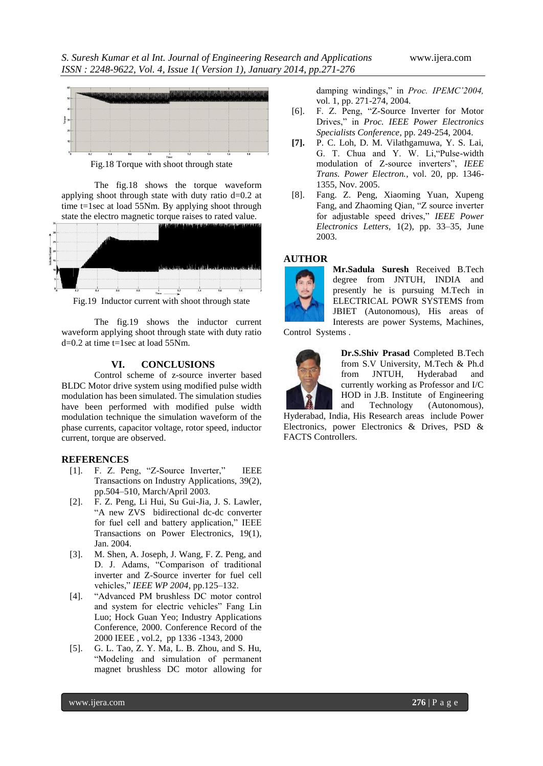Fig.18 Torque with shoot through state

The fig.18 shows the torque waveform applying shoot through state with duty ratio d=0.2 at time t=1sec at load 55Nm. By applying shoot through state the electro magnetic torque raises to rated value.

Fig.19 Inductor current with shoot through state

The fig.19 shows the inductor current waveform applying shoot through state with duty ratio d=0.2 at time t=1sec at load 55Nm.

## VI. CONCLUSIONS

Control scheme of z-source inverter based BLDC Motor drive system using modified pulse width modulation has been simulated. The simulation studies have been performed with modified pulse width modulation technique the simulation waveform of the phase currents, capacitor voltage, rotor speed, inductor current, torque are observed.

## REFERENCES

[1]. F. Z. Peng, "Z-Source Inverter," IEEE Transactions on Industry Applications, 39(2), pp.504–510, March/April 2003.

[2]. F. Z. Peng, Li Hui, Su Gui-Jia, J. S. Lawler, "A new ZVS bidirectional dc-dc converter for fuel cell and battery application," IEEE Transactions on Power Electronics, 19(1), Jan. 2004.

[3]. M. Shen, A. Joseph, J. Wang, F. Z. Peng, and D. J. Adams, "Comparison of traditional inverter and Z-Source inverter for fuel cell vehicles," *IEEE WP 2004*, pp.125–132.

[4]. "Advanced PM brushless DC motor control and system for electric vehicles" Fang Lin Luo; Hock Guan Yeo; Industry Applications Conference, 2000. Conference Record of the 2000 IEEE , vol.2, pp 1336 -1343, 2000

[5]. G. L. Tao, Z. Y. Ma, L. B. Zhou, and S. Hu, "Modeling and simulation of permanent magnet brushless DC motor allowing for damping windings," in *Proc. IPEMC'2004*, vol. 1, pp. 271-274, 2004.

[6]. F. Z. Peng, "Z-Source Inverter for Motor Drives," in *Proc. IEEE Power Electronics Specialists Conference*, pp. 249-254, 2004.

**[7].** P. C. Loh, D. M. Vilathgamuwa, Y. S. Lai, G. T. Chua and Y. W. Li,"Pulse-width modulation of Z-source inverters", *IEEE Trans. Power Electron.*, vol. 20, pp. 1346-1355, Nov. 2005.

[8]. Fang. Z. Peng, Xiaoming Yuan, Xupeng Fang, and Zhaoming Qian, "Z source inverter for adjustable speed drives," *IEEE Power Electronics Letters*, 1(2), pp. 33–35, June 2003.

## AUTHOR

**Mr.Sadula Suresh** Received B.Tech degree from JNTUH, INDIA and presently he is pursuing M.Tech in ELECTRICAL POWR SYSTEMS from JBIET (Autonomous), His areas of Interests are power Systems, Machines, Control Systems .

**Dr.S.Shiv Prasad** Completed B.Tech from S.V University, M.Tech & Ph.d from JNTUH, Hyderabad and currently working as Professor and I/C HOD in J.B. Institute of Engineering and Technology (Autonomous), Hyderabad, India, His Research areas include Power Electronics, power Electronics & Drives, PSD & FACTS Controllers.